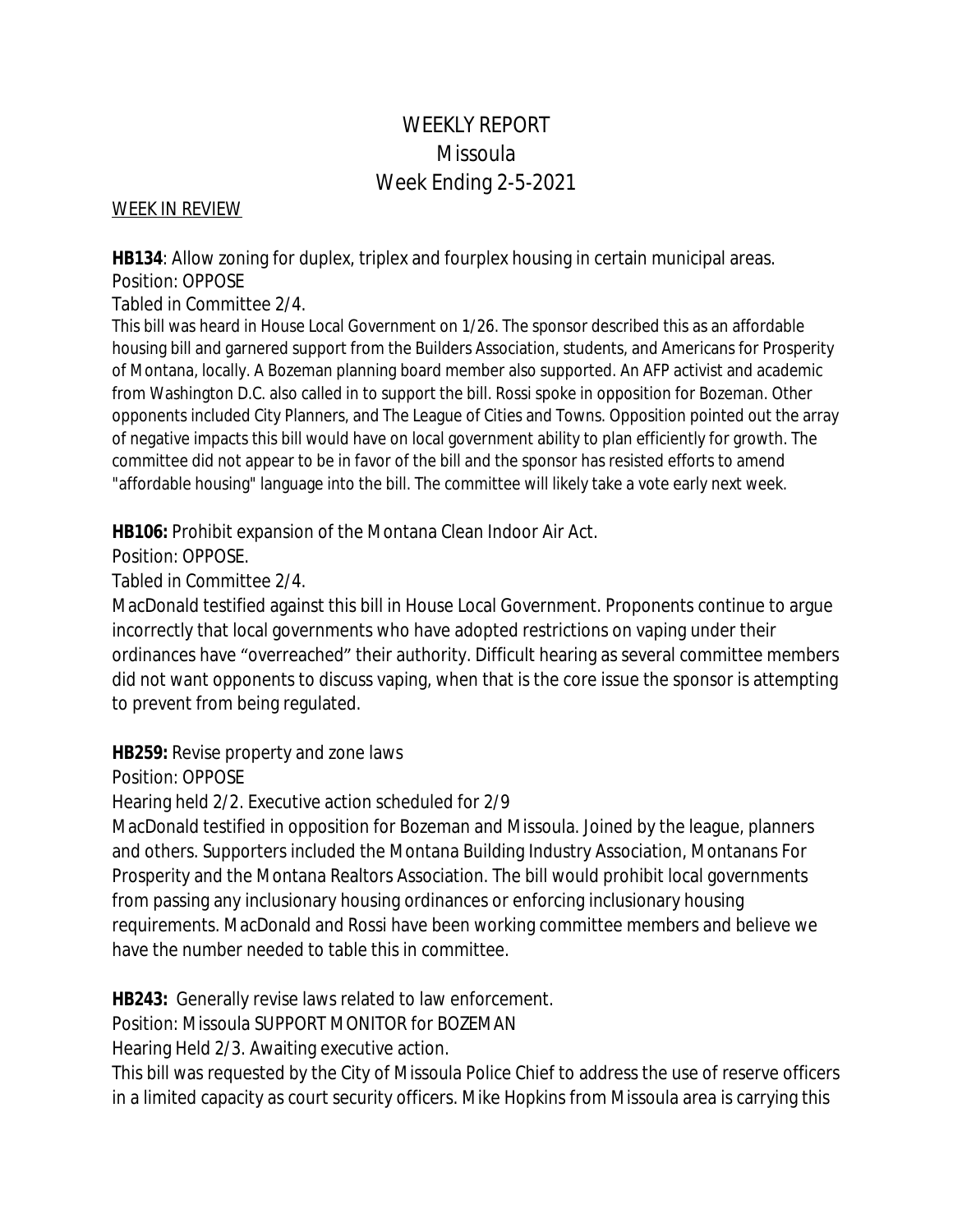# WEEKLY REPORT
# Missoula
# Week Ending 2-5-2021

WEEK IN REVIEW

**HB134**: Allow zoning for duplex, triplex and fourplex housing in certain municipal areas.
Position: OPPOSE
Tabled in Committee 2/4.
This bill was heard in House Local Government on 1/26. The sponsor described this as an affordable housing bill and garnered support from the Builders Association, students, and Americans for Prosperity of Montana, locally. A Bozeman planning board member also supported. An AFP activist and academic from Washington D.C. also called in to support the bill. Rossi spoke in opposition for Bozeman. Other opponents included City Planners, and The League of Cities and Towns. Opposition pointed out the array of negative impacts this bill would have on local government ability to plan efficiently for growth. The committee did not appear to be in favor of the bill and the sponsor has resisted efforts to amend "affordable housing" language into the bill. The committee will likely take a vote early next week.

**HB106:** Prohibit expansion of the Montana Clean Indoor Air Act.
Position: OPPOSE.
Tabled in Committee 2/4.
MacDonald testified against this bill in House Local Government. Proponents continue to argue incorrectly that local governments who have adopted restrictions on vaping under their ordinances have "overreached" their authority. Difficult hearing as several committee members did not want opponents to discuss vaping, when that is the core issue the sponsor is attempting to prevent from being regulated.

**HB259:** Revise property and zone laws
Position: OPPOSE
Hearing held 2/2. Executive action scheduled for 2/9
MacDonald testified in opposition for Bozeman and Missoula. Joined by the league, planners and others. Supporters included the Montana Building Industry Association, Montanans For Prosperity and the Montana Realtors Association. The bill would prohibit local governments from passing any inclusionary housing ordinances or enforcing inclusionary housing requirements. MacDonald and Rossi have been working committee members and believe we have the number needed to table this in committee.

**HB243:** Generally revise laws related to law enforcement.
Position: Missoula SUPPORT MONITOR for BOZEMAN
Hearing Held 2/3. Awaiting executive action.
This bill was requested by the City of Missoula Police Chief to address the use of reserve officers in a limited capacity as court security officers. Mike Hopkins from Missoula area is carrying this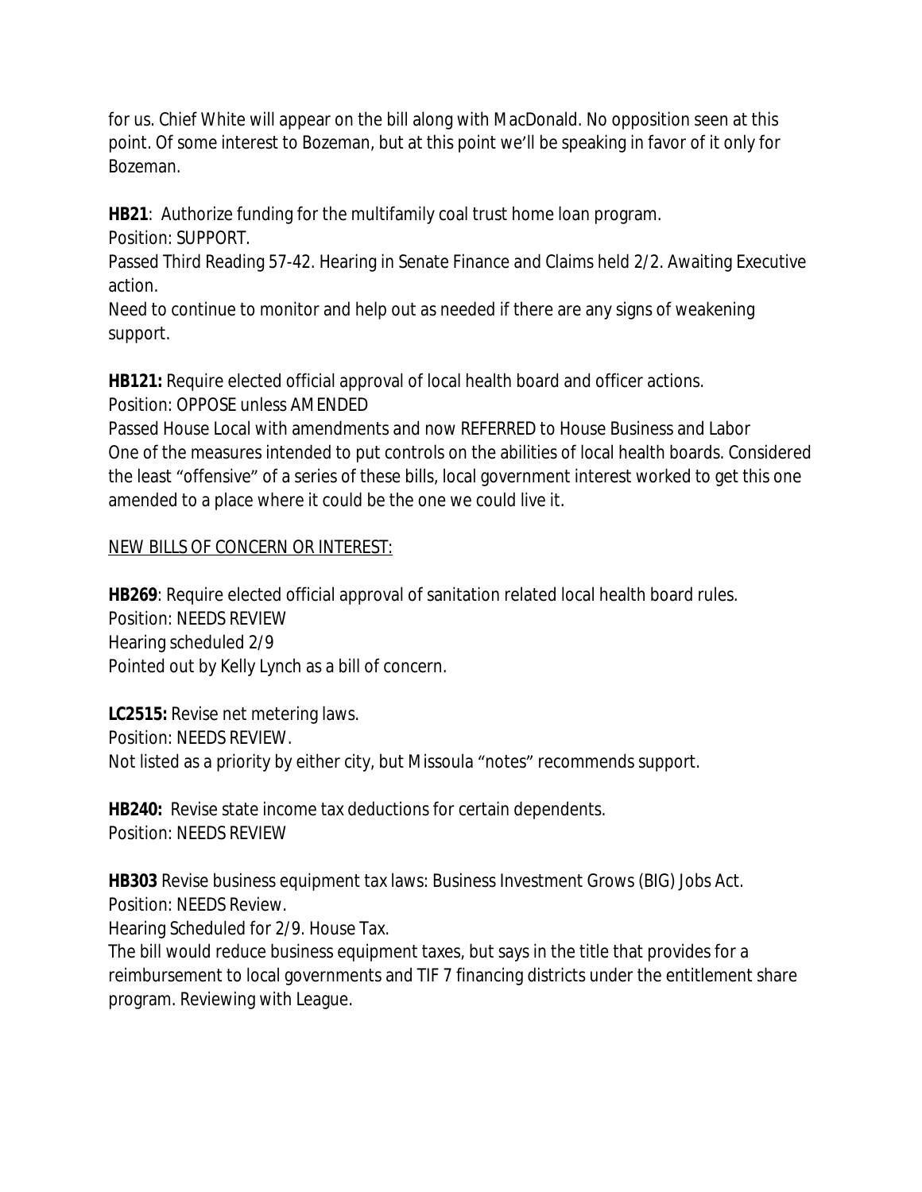for us. Chief White will appear on the bill along with MacDonald. No opposition seen at this point. Of some interest to Bozeman, but at this point we'll be speaking in favor of it only for Bozeman.

**HB21**: Authorize funding for the multifamily coal trust home loan program.
Position: SUPPORT.
Passed Third Reading 57-42. Hearing in Senate Finance and Claims held 2/2. Awaiting Executive action.
Need to continue to monitor and help out as needed if there are any signs of weakening support.

**HB121:** Require elected official approval of local health board and officer actions.
Position: OPPOSE unless AMENDED
Passed House Local with amendments and now REFERRED to House Business and Labor
One of the measures intended to put controls on the abilities of local health boards. Considered the least "offensive" of a series of these bills, local government interest worked to get this one amended to a place where it could be the one we could live it.

<u>NEW BILLS OF CONCERN OR INTEREST:</u>

**HB269**: Require elected official approval of sanitation related local health board rules.
Position: NEEDS REVIEW
Hearing scheduled 2/9
Pointed out by Kelly Lynch as a bill of concern.

**LC2515:** Revise net metering laws.
Position: NEEDS REVIEW.
Not listed as a priority by either city, but Missoula "notes" recommends support.

**HB240:** Revise state income tax deductions for certain dependents.
Position: NEEDS REVIEW

**HB303** Revise business equipment tax laws: Business Investment Grows (BIG) Jobs Act.
Position: NEEDS Review.
Hearing Scheduled for 2/9. House Tax.
The bill would reduce business equipment taxes, but says in the title that provides for a reimbursement to local governments and TIF 7 financing districts under the entitlement share program. Reviewing with League.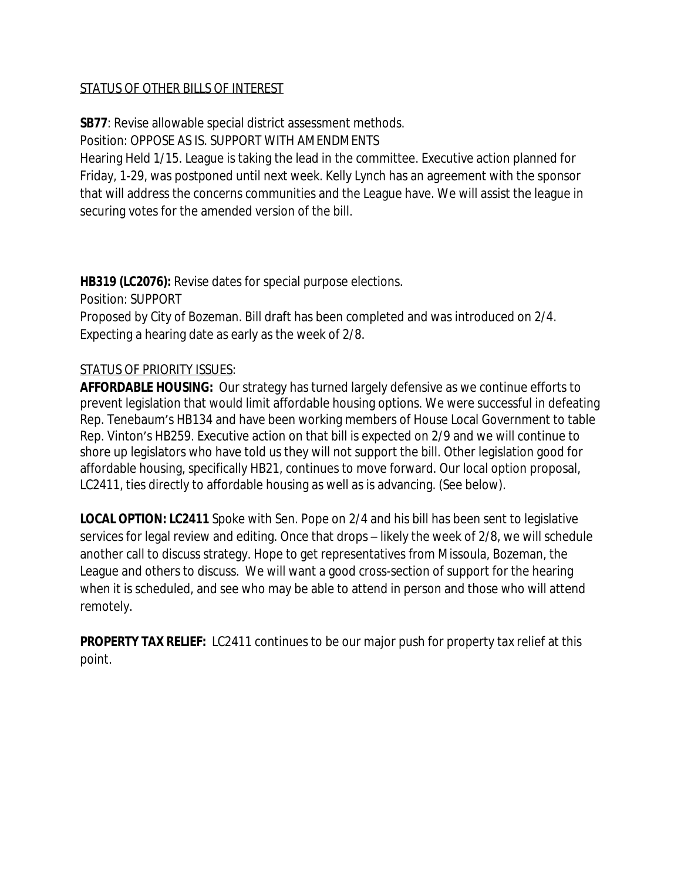<u>STATUS OF OTHER BILLS OF INTEREST</u>

**SB77**: Revise allowable special district assessment methods.

Position: OPPOSE AS IS. SUPPORT WITH AMENDMENTS

Hearing Held 1/15. League is taking the lead in the committee. Executive action planned for Friday, 1-29, was postponed until next week. Kelly Lynch has an agreement with the sponsor that will address the concerns communities and the League have. We will assist the league in securing votes for the amended version of the bill.

**HB319 (LC2076):** Revise dates for special purpose elections.

Position: SUPPORT

Proposed by City of Bozeman. Bill draft has been completed and was introduced on 2/4. Expecting a hearing date as early as the week of 2/8.

<u>STATUS OF PRIORITY ISSUES</u>:

**AFFORDABLE HOUSING:** Our strategy has turned largely defensive as we continue efforts to prevent legislation that would limit affordable housing options. We were successful in defeating Rep. Tenebaum's HB134 and have been working members of House Local Government to table Rep. Vinton's HB259. Executive action on that bill is expected on 2/9 and we will continue to shore up legislators who have told us they will not support the bill. Other legislation good for affordable housing, specifically HB21, continues to move forward. Our local option proposal, LC2411, ties directly to affordable housing as well as is advancing. (See below).

**LOCAL OPTION: LC2411** Spoke with Sen. Pope on 2/4 and his bill has been sent to legislative services for legal review and editing. Once that drops – likely the week of 2/8, we will schedule another call to discuss strategy. Hope to get representatives from Missoula, Bozeman, the League and others to discuss. We will want a good cross-section of support for the hearing when it is scheduled, and see who may be able to attend in person and those who will attend remotely.

**PROPERTY TAX RELIEF:** LC2411 continues to be our major push for property tax relief at this point.